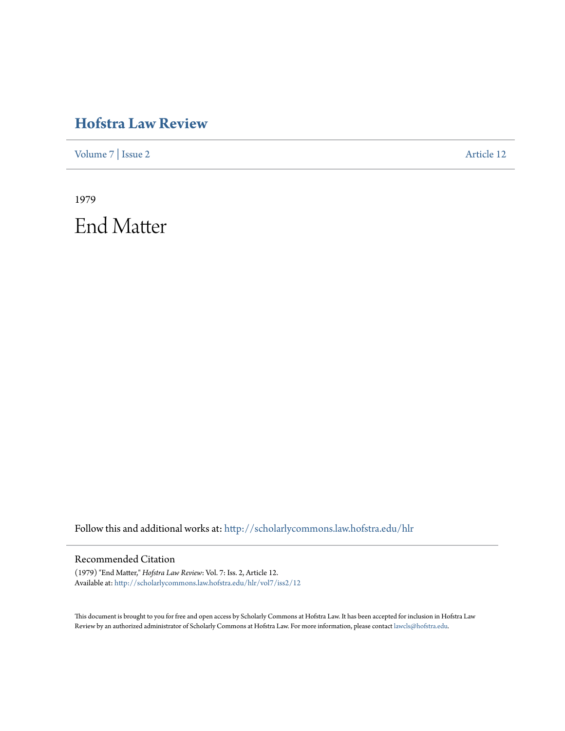# Hofstra Law Review

Volume 7 | Issue 2 Article 12

1979

# End Matter

Follow this and additional works at: http://scholarlycommons.law.hofstra.edu/hlr

## Recommended Citation

(1979) "End Matter," *Hofstra Law Review*: Vol. 7: Iss. 2, Article 12.
Available at: http://scholarlycommons.law.hofstra.edu/hlr/vol7/iss2/12

This document is brought to you for free and open access by Scholarly Commons at Hofstra Law. It has been accepted for inclusion in Hofstra Law Review by an authorized administrator of Scholarly Commons at Hofstra Law. For more information, please contact lawcls@hofstra.edu.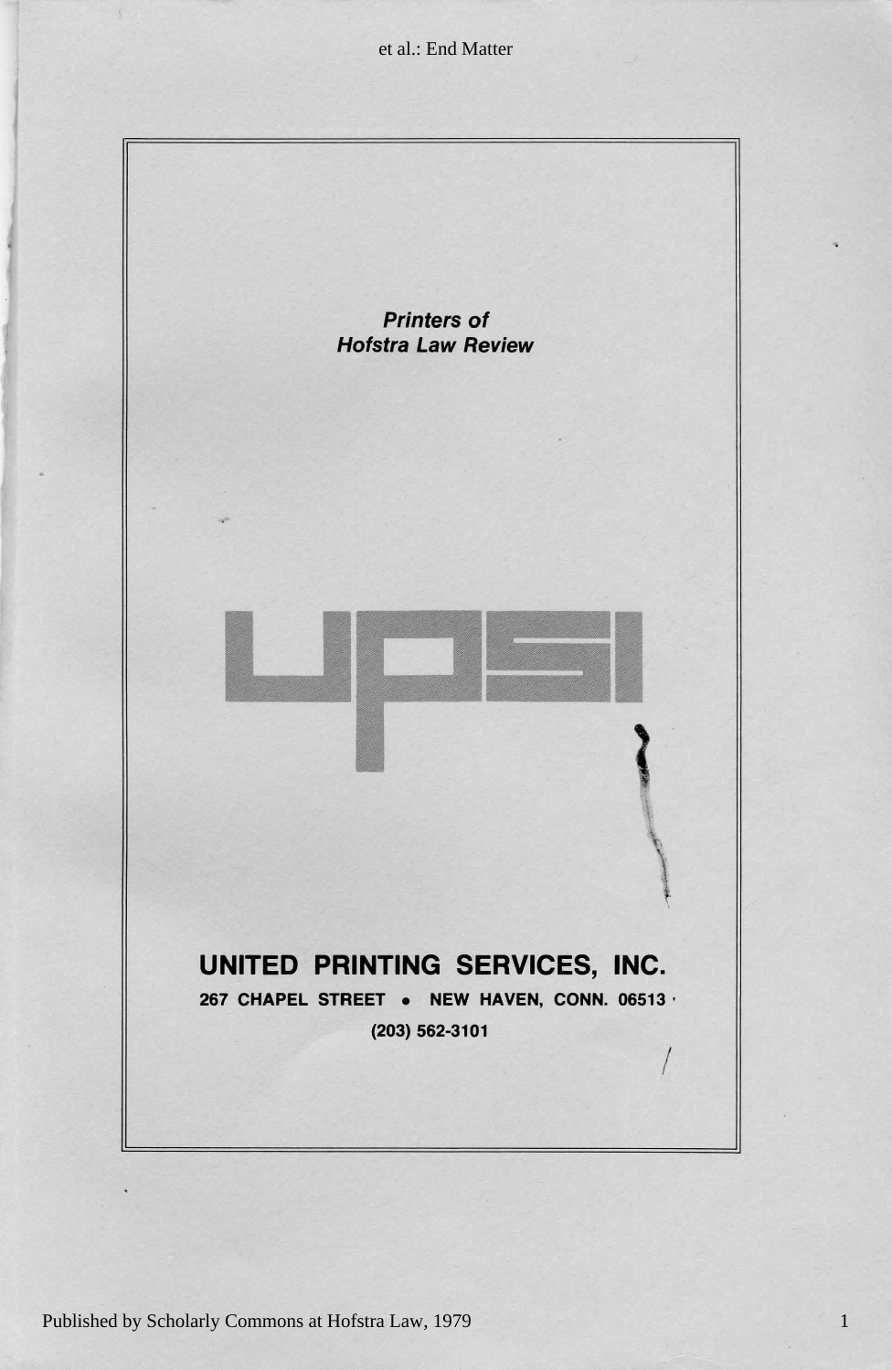***Printers of***
***Hofstra Law Review***

UPSI

**UNITED PRINTING SERVICES, INC.**

**267 CHAPEL STREET • NEW HAVEN, CONN. 06513**

**(203) 562-3101**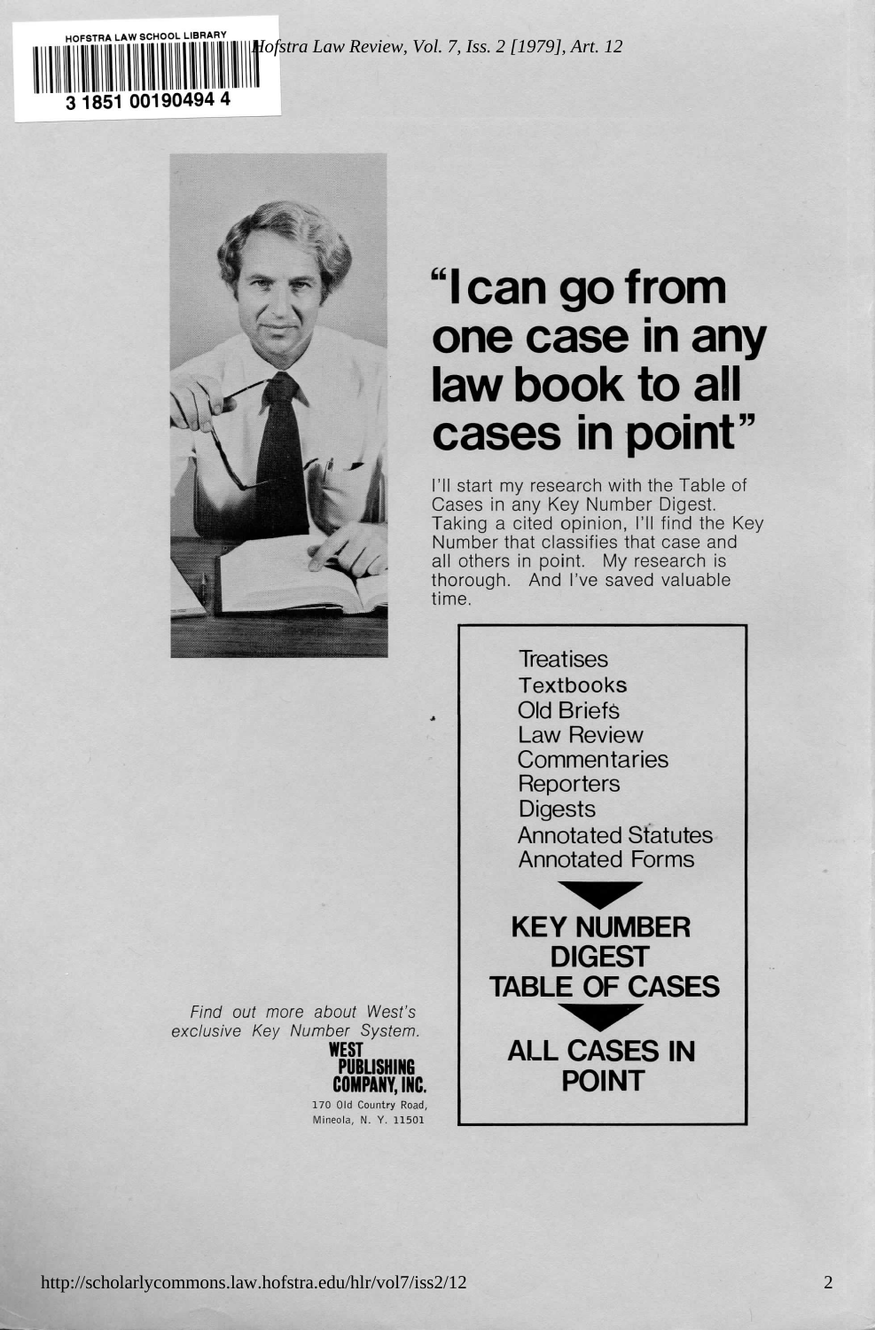# "I can go from one case in any law book to all cases in point"

I'll start my research with the Table of Cases in any Key Number Digest. Taking a cited opinion, I'll find the Key Number that classifies that case and all others in point. My research is thorough. And I've saved valuable time.

Treatises
Textbooks
Old Briefs
Law Review
Commentaries
Reporters
Digests
Annotated Statutes
Annotated Forms

**KEY NUMBER DIGEST TABLE OF CASES**

**ALL CASES IN POINT**

*Find out more about West's exclusive Key Number System.*

**WEST PUBLISHING COMPANY, INC.**
170 Old Country Road,
Mineola, N. Y. 11501